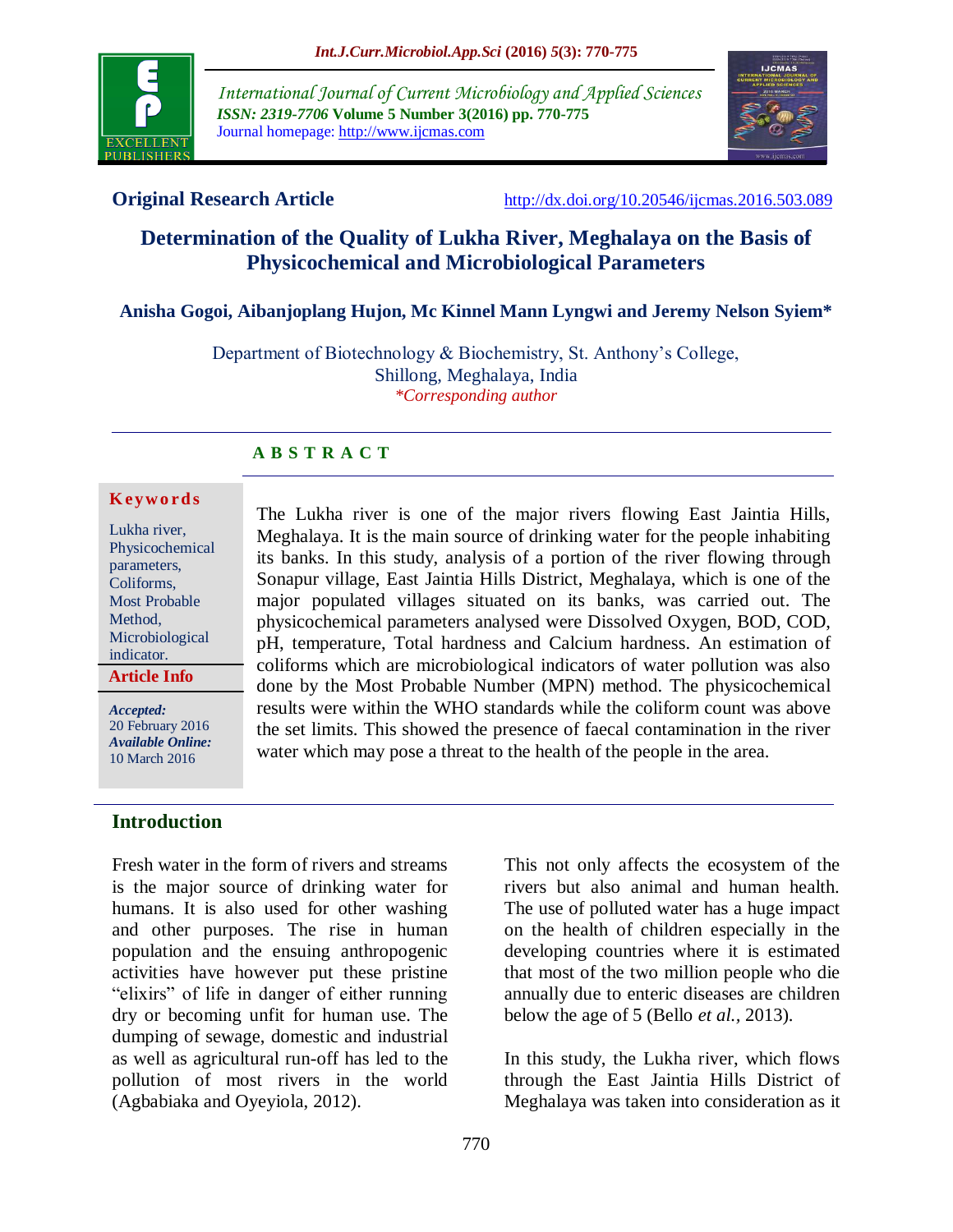**Original Research Article** http://dx.doi.org/10.20546/ijcmas.2016.503.089

# Determination of the Quality of Lukha River, Meghalaya on the Basis of Physicochemical and Microbiological Parameters

**Anisha Gogoi, Aibanjoplang Hujon, Mc Kinnel Mann Lyngwi and Jeremy Nelson Syiem***

Department of Biotechnology & Biochemistry, St. Anthony's College, Shillong, Meghalaya, India
*\*Corresponding author*

## ABSTRACT

**Keywords**

Lukha river, Physicochemical parameters, Coliforms, Most Probable Method, Microbiological indicator.

**Article Info**

***Accepted:*** 20 February 2016
***Available Online:*** 10 March 2016

The Lukha river is one of the major rivers flowing East Jaintia Hills, Meghalaya. It is the main source of drinking water for the people inhabiting its banks. In this study, analysis of a portion of the river flowing through Sonapur village, East Jaintia Hills District, Meghalaya, which is one of the major populated villages situated on its banks, was carried out. The physicochemical parameters analysed were Dissolved Oxygen, BOD, COD, pH, temperature, Total hardness and Calcium hardness. An estimation of coliforms which are microbiological indicators of water pollution was also done by the Most Probable Number (MPN) method. The physicochemical results were within the WHO standards while the coliform count was above the set limits. This showed the presence of faecal contamination in the river water which may pose a threat to the health of the people in the area.

## Introduction

Fresh water in the form of rivers and streams is the major source of drinking water for humans. It is also used for other washing and other purposes. The rise in human population and the ensuing anthropogenic activities have however put these pristine "elixirs" of life in danger of either running dry or becoming unfit for human use. The dumping of sewage, domestic and industrial as well as agricultural run-off has led to the pollution of most rivers in the world (Agbabiaka and Oyeyiola, 2012).

This not only affects the ecosystem of the rivers but also animal and human health. The use of polluted water has a huge impact on the health of children especially in the developing countries where it is estimated that most of the two million people who die annually due to enteric diseases are children below the age of 5 (Bello *et al.,* 2013).

In this study, the Lukha river, which flows through the East Jaintia Hills District of Meghalaya was taken into consideration as it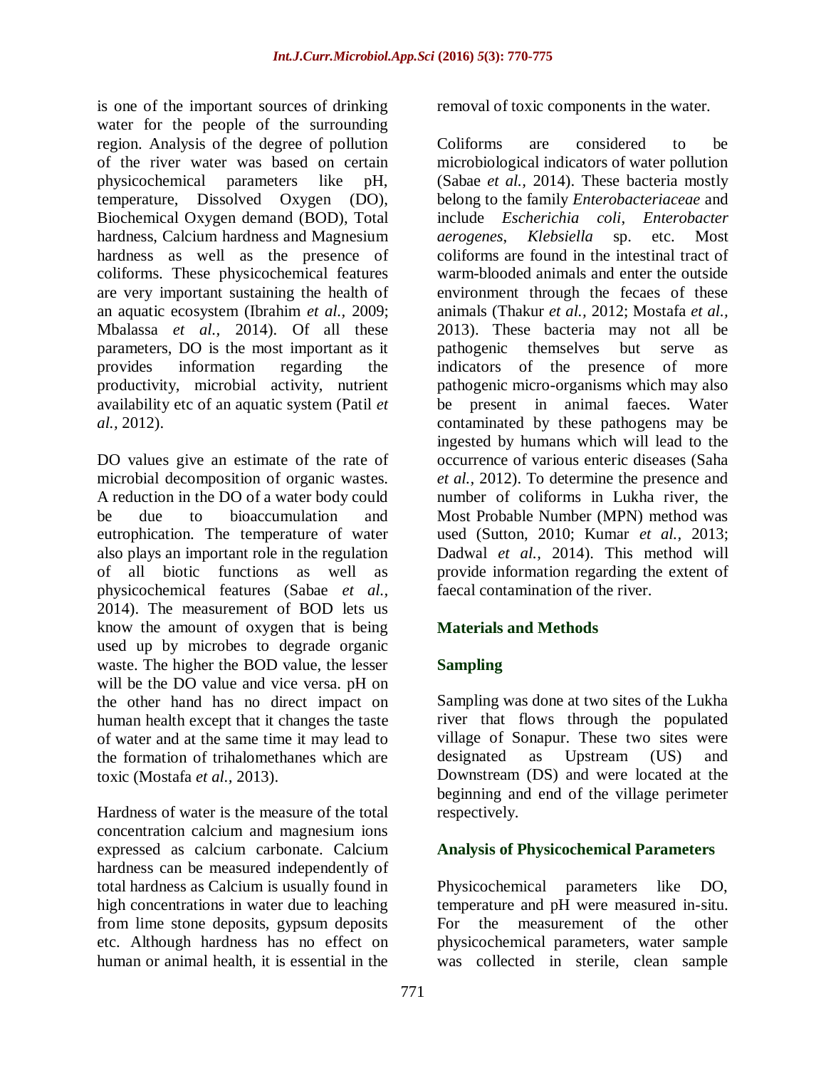is one of the important sources of drinking water for the people of the surrounding region. Analysis of the degree of pollution of the river water was based on certain physicochemical parameters like pH, temperature, Dissolved Oxygen (DO), Biochemical Oxygen demand (BOD), Total hardness, Calcium hardness and Magnesium hardness as well as the presence of coliforms. These physicochemical features are very important sustaining the health of an aquatic ecosystem (Ibrahim *et al.,* 2009; Mbalassa *et al.,* 2014). Of all these parameters, DO is the most important as it provides information regarding the productivity, microbial activity, nutrient availability etc of an aquatic system (Patil *et al.,* 2012).

DO values give an estimate of the rate of microbial decomposition of organic wastes. A reduction in the DO of a water body could be due to bioaccumulation and eutrophication. The temperature of water also plays an important role in the regulation of all biotic functions as well as physicochemical features (Sabae *et al.,* 2014). The measurement of BOD lets us know the amount of oxygen that is being used up by microbes to degrade organic waste. The higher the BOD value, the lesser will be the DO value and vice versa. pH on the other hand has no direct impact on human health except that it changes the taste of water and at the same time it may lead to the formation of trihalomethanes which are toxic (Mostafa *et al.,* 2013).

Hardness of water is the measure of the total concentration calcium and magnesium ions expressed as calcium carbonate. Calcium hardness can be measured independently of total hardness as Calcium is usually found in high concentrations in water due to leaching from lime stone deposits, gypsum deposits etc. Although hardness has no effect on human or animal health, it is essential in the removal of toxic components in the water.

Coliforms are considered to be microbiological indicators of water pollution (Sabae *et al.,* 2014). These bacteria mostly belong to the family *Enterobacteriaceae* and include *Escherichia coli*, *Enterobacter aerogenes*, *Klebsiella* sp. etc. Most coliforms are found in the intestinal tract of warm-blooded animals and enter the outside environment through the fecaes of these animals (Thakur *et al.,* 2012; Mostafa *et al.,* 2013). These bacteria may not all be pathogenic themselves but serve as indicators of the presence of more pathogenic micro-organisms which may also be present in animal faeces. Water contaminated by these pathogens may be ingested by humans which will lead to the occurrence of various enteric diseases (Saha *et al.,* 2012). To determine the presence and number of coliforms in Lukha river, the Most Probable Number (MPN) method was used (Sutton, 2010; Kumar *et al.,* 2013; Dadwal *et al.,* 2014). This method will provide information regarding the extent of faecal contamination of the river.

## Materials and Methods

### Sampling

Sampling was done at two sites of the Lukha river that flows through the populated village of Sonapur. These two sites were designated as Upstream (US) and Downstream (DS) and were located at the beginning and end of the village perimeter respectively.

### Analysis of Physicochemical Parameters

Physicochemical parameters like DO, temperature and pH were measured in-situ. For the measurement of the other physicochemical parameters, water sample was collected in sterile, clean sample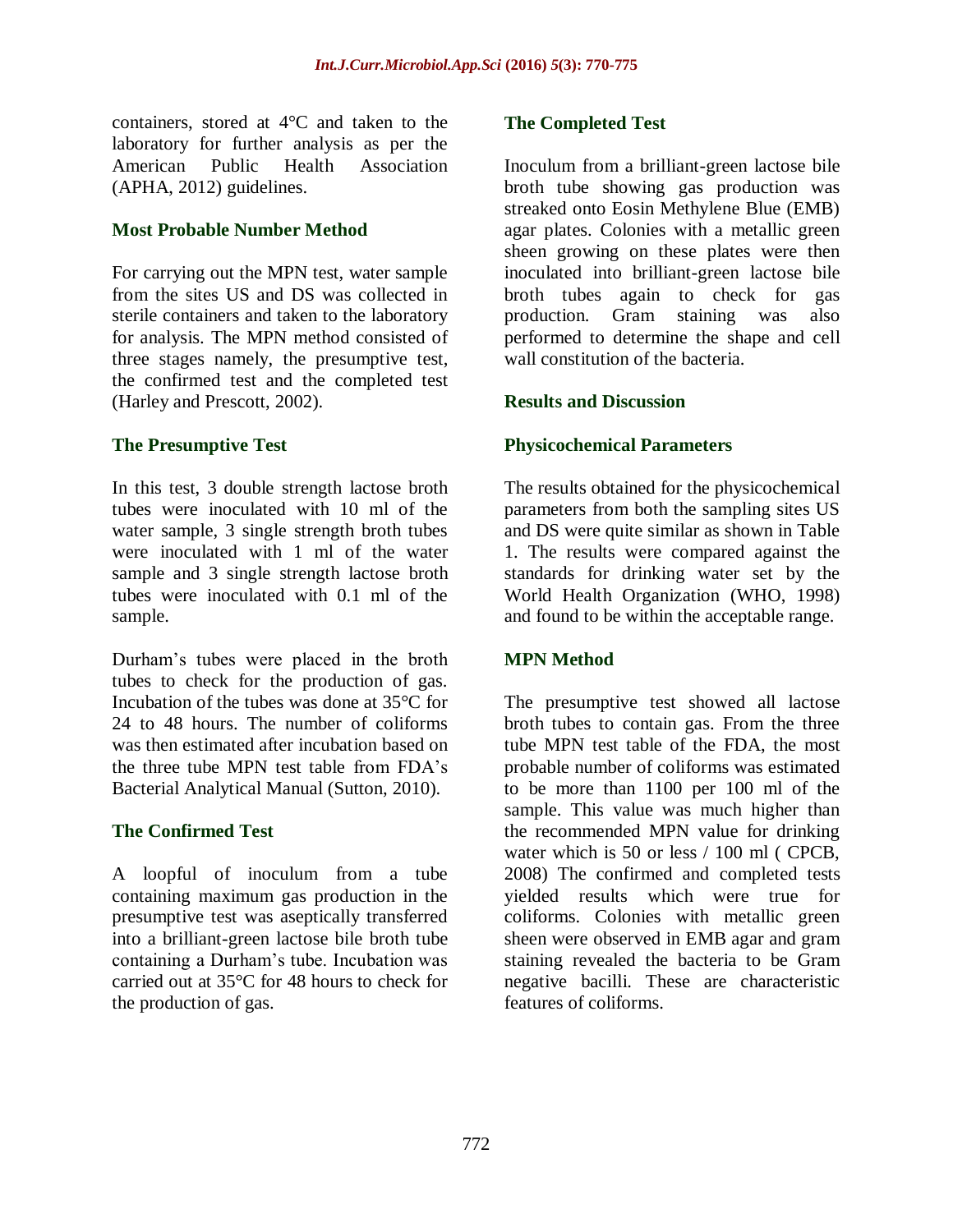containers, stored at 4°C and taken to the laboratory for further analysis as per the American Public Health Association (APHA, 2012) guidelines.

### Most Probable Number Method

For carrying out the MPN test, water sample from the sites US and DS was collected in sterile containers and taken to the laboratory for analysis. The MPN method consisted of three stages namely, the presumptive test, the confirmed test and the completed test (Harley and Prescott, 2002).

### The Presumptive Test

In this test, 3 double strength lactose broth tubes were inoculated with 10 ml of the water sample, 3 single strength broth tubes were inoculated with 1 ml of the water sample and 3 single strength lactose broth tubes were inoculated with 0.1 ml of the sample.

Durham's tubes were placed in the broth tubes to check for the production of gas. Incubation of the tubes was done at 35°C for 24 to 48 hours. The number of coliforms was then estimated after incubation based on the three tube MPN test table from FDA's Bacterial Analytical Manual (Sutton, 2010).

### The Confirmed Test

A loopful of inoculum from a tube containing maximum gas production in the presumptive test was aseptically transferred into a brilliant-green lactose bile broth tube containing a Durham's tube. Incubation was carried out at 35°C for 48 hours to check for the production of gas.

### The Completed Test

Inoculum from a brilliant-green lactose bile broth tube showing gas production was streaked onto Eosin Methylene Blue (EMB) agar plates. Colonies with a metallic green sheen growing on these plates were then inoculated into brilliant-green lactose bile broth tubes again to check for gas production. Gram staining was also performed to determine the shape and cell wall constitution of the bacteria.

## Results and Discussion

### Physicochemical Parameters

The results obtained for the physicochemical parameters from both the sampling sites US and DS were quite similar as shown in Table 1. The results were compared against the standards for drinking water set by the World Health Organization (WHO, 1998) and found to be within the acceptable range.

### MPN Method

The presumptive test showed all lactose broth tubes to contain gas. From the three tube MPN test table of the FDA, the most probable number of coliforms was estimated to be more than 1100 per 100 ml of the sample. This value was much higher than the recommended MPN value for drinking water which is 50 or less / 100 ml ( CPCB, 2008) The confirmed and completed tests yielded results which were true for coliforms. Colonies with metallic green sheen were observed in EMB agar and gram staining revealed the bacteria to be Gram negative bacilli. These are characteristic features of coliforms.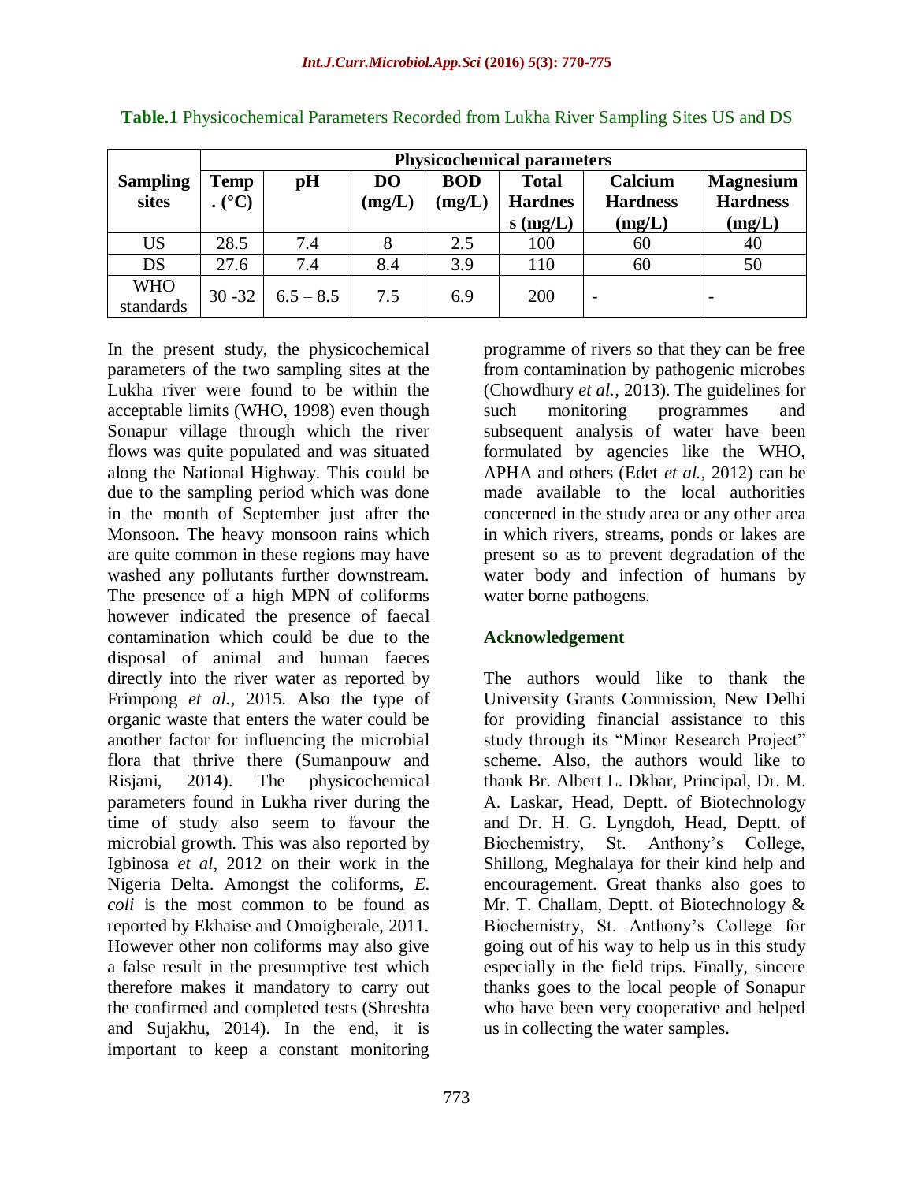**Table.1** Physicochemical Parameters Recorded from Lukha River Sampling Sites US and DS

| Sampling sites | Physicochemical parameters | | | | | | |
|---|---|---|---|---|---|---|---|
| | Temp. (°C) | pH | DO (mg/L) | BOD (mg/L) | Total Hardness (mg/L) | Calcium Hardness (mg/L) | Magnesium Hardness (mg/L) |
| US | 28.5 | 7.4 | 8 | 2.5 | 100 | 60 | 40 |
| DS | 27.6 | 7.4 | 8.4 | 3.9 | 110 | 60 | 50 |
| WHO standards | 30 -32 | 6.5 – 8.5 | 7.5 | 6.9 | 200 | - | - |

In the present study, the physicochemical parameters of the two sampling sites at the Lukha river were found to be within the acceptable limits (WHO, 1998) even though Sonapur village through which the river flows was quite populated and was situated along the National Highway. This could be due to the sampling period which was done in the month of September just after the Monsoon. The heavy monsoon rains which are quite common in these regions may have washed any pollutants further downstream. The presence of a high MPN of coliforms however indicated the presence of faecal contamination which could be due to the disposal of animal and human faeces directly into the river water as reported by Frimpong *et al.,* 2015. Also the type of organic waste that enters the water could be another factor for influencing the microbial flora that thrive there (Sumanpouw and Risjani, 2014). The physicochemical parameters found in Lukha river during the time of study also seem to favour the microbial growth. This was also reported by Igbinosa *et al*, 2012 on their work in the Nigeria Delta. Amongst the coliforms, *E. coli* is the most common to be found as reported by Ekhaise and Omoigberale, 2011. However other non coliforms may also give a false result in the presumptive test which therefore makes it mandatory to carry out the confirmed and completed tests (Shreshta and Sujakhu, 2014). In the end, it is important to keep a constant monitoring programme of rivers so that they can be free from contamination by pathogenic microbes (Chowdhury *et al.,* 2013). The guidelines for such monitoring programmes and subsequent analysis of water have been formulated by agencies like the WHO, APHA and others (Edet *et al.,* 2012) can be made available to the local authorities concerned in the study area or any other area in which rivers, streams, ponds or lakes are present so as to prevent degradation of the water body and infection of humans by water borne pathogens.

## Acknowledgement

The authors would like to thank the University Grants Commission, New Delhi for providing financial assistance to this study through its "Minor Research Project" scheme. Also, the authors would like to thank Br. Albert L. Dkhar, Principal, Dr. M. A. Laskar, Head, Deptt. of Biotechnology and Dr. H. G. Lyngdoh, Head, Deptt. of Biochemistry, St. Anthony's College, Shillong, Meghalaya for their kind help and encouragement. Great thanks also goes to Mr. T. Challam, Deptt. of Biotechnology & Biochemistry, St. Anthony's College for going out of his way to help us in this study especially in the field trips. Finally, sincere thanks goes to the local people of Sonapur who have been very cooperative and helped us in collecting the water samples.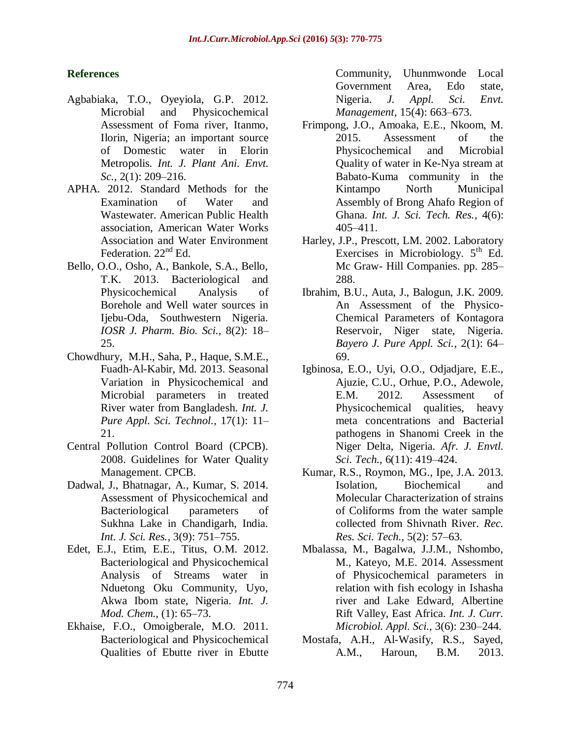## References

- Agbabiaka, T.O., Oyeyiola, G.P. 2012. Microbial and Physicochemical Assessment of Foma river, Itanmo, Ilorin, Nigeria; an important source of Domestic water in Elorin Metropolis. *Int. J. Plant Ani. Envt. Sc.,* 2(1): 209–216.
- APHA. 2012. Standard Methods for the Examination of Water and Wastewater. American Public Health association, American Water Works Association and Water Environment Federation. 22nd Ed.
- Bello, O.O., Osho, A., Bankole, S.A., Bello, T.K. 2013. Bacteriological and Physicochemical Analysis of Borehole and Well water sources in Ijebu-Oda, Southwestern Nigeria. *IOSR J. Pharm. Bio. Sci.,* 8(2): 18–25.
- Chowdhury, M.H., Saha, P., Haque, S.M.E., Fuadh-Al-Kabir, Md. 2013. Seasonal Variation in Physicochemical and Microbial parameters in treated River water from Bangladesh. *Int. J. Pure Appl. Sci. Technol.,* 17(1): 11–21.
- Central Pollution Control Board (CPCB). 2008. Guidelines for Water Quality Management. CPCB.
- Dadwal, J., Bhatnagar, A., Kumar, S. 2014. Assessment of Physicochemical and Bacteriological parameters of Sukhna Lake in Chandigarh, India. *Int. J. Sci. Res.,* 3(9): 751–755.
- Edet, E.J., Etim, E.E., Titus, O.M. 2012. Bacteriological and Physicochemical Analysis of Streams water in Nduetong Oku Community, Uyo, Akwa Ibom state, Nigeria. *Int. J. Mod. Chem.,* (1): 65–73.
- Ekhaise, F.O., Omoigberale, M.O. 2011. Bacteriological and Physicochemical Qualities of Ebutte river in Ebutte Community, Uhunmwonde Local Government Area, Edo state, Nigeria. *J. Appl. Sci. Envt. Management,* 15(4): 663–673.
- Frimpong, J.O., Amoaka, E.E., Nkoom, M. 2015. Assessment of the Physicochemical and Microbial Quality of water in Ke-Nya stream at Babato-Kuma community in the Kintampo North Municipal Assembly of Brong Ahafo Region of Ghana. *Int. J. Sci. Tech. Res.,* 4(6): 405–411.
- Harley, J.P., Prescott, LM. 2002. Laboratory Exercises in Microbiology. 5th Ed. Mc Graw- Hill Companies. pp. 285–288.
- Ibrahim, B.U., Auta, J., Balogun, J.K. 2009. An Assessment of the Physico-Chemical Parameters of Kontagora Reservoir, Niger state, Nigeria. *Bayero J. Pure Appl. Sci.,* 2(1): 64–69.
- Igbinosa, E.O., Uyi, O.O., Odjadjare, E.E., Ajuzie, C.U., Orhue, P.O., Adewole, E.M. 2012. Assessment of Physicochemical qualities, heavy meta concentrations and Bacterial pathogens in Shanomi Creek in the Niger Delta, Nigeria. *Afr. J. Envtl. Sci. Tech.,* 6(11): 419–424.
- Kumar, R.S., Roymon, MG., Ipe, J.A. 2013. Isolation, Biochemical and Molecular Characterization of strains of Coliforms from the water sample collected from Shivnath River. *Rec. Res. Sci. Tech.,* 5(2): 57–63.
- Mbalassa, M., Bagalwa, J.J.M., Nshombo, M., Kateyo, M.E. 2014. Assessment of Physicochemical parameters in relation with fish ecology in Ishasha river and Lake Edward, Albertine Rift Valley, East Africa. *Int. J. Curr. Microbiol. Appl. Sci.,* 3(6): 230–244.
- Mostafa, A.H., Al-Wasify, R.S., Sayed, A.M., Haroun, B.M. 2013.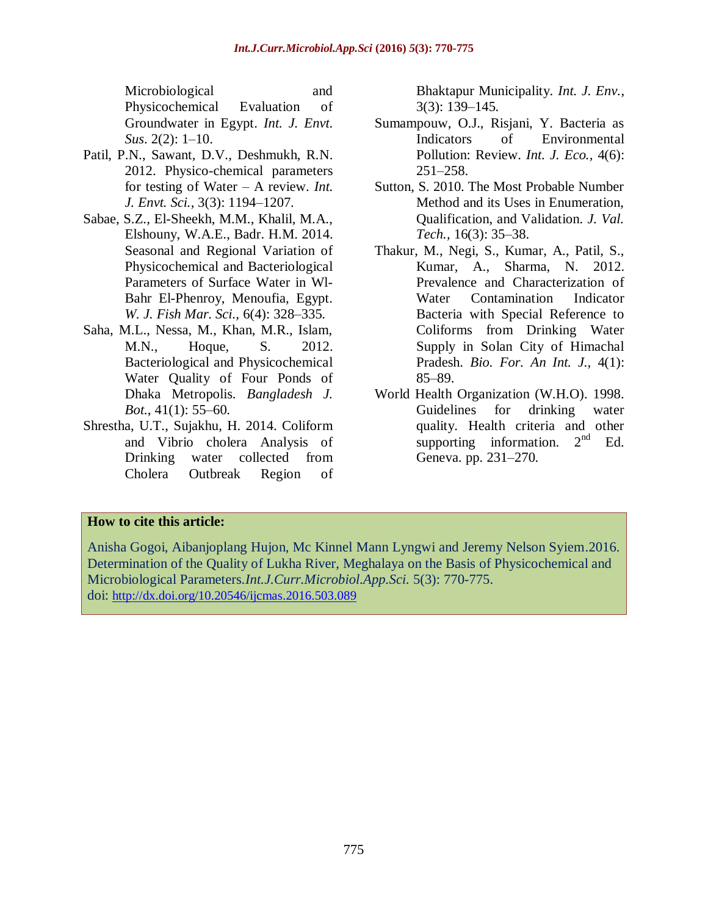Microbiological and Physicochemical Evaluation of Groundwater in Egypt. *Int. J. Envt. Sus*. 2(2): 1–10.

Patil, P.N., Sawant, D.V., Deshmukh, R.N. 2012. Physico-chemical parameters for testing of Water – A review. *Int. J. Envt. Sci.*, 3(3): 1194–1207.

Sabae, S.Z., El-Sheekh, M.M., Khalil, M.A., Elshouny, W.A.E., Badr. H.M. 2014. Seasonal and Regional Variation of Physicochemical and Bacteriological Parameters of Surface Water in Wl-Bahr El-Phenroy, Menoufia, Egypt. *W. J. Fish Mar. Sci.*, 6(4): 328–335.

Saha, M.L., Nessa, M., Khan, M.R., Islam, M.N., Hoque, S. 2012. Bacteriological and Physicochemical Water Quality of Four Ponds of Dhaka Metropolis. *Bangladesh J. Bot.*, 41(1): 55–60.

Shrestha, U.T., Sujakhu, H. 2014. Coliform and Vibrio cholera Analysis of Drinking water collected from Cholera Outbreak Region of Bhaktapur Municipality. *Int. J. Env.*, 3(3): 139–145.

Sumampouw, O.J., Risjani, Y. Bacteria as Indicators of Environmental Pollution: Review. *Int. J. Eco.*, 4(6): 251–258.

Sutton, S. 2010. The Most Probable Number Method and its Uses in Enumeration, Qualification, and Validation. *J. Val. Tech.*, 16(3): 35–38.

Thakur, M., Negi, S., Kumar, A., Patil, S., Kumar, A., Sharma, N. 2012. Prevalence and Characterization of Water Contamination Indicator Bacteria with Special Reference to Coliforms from Drinking Water Supply in Solan City of Himachal Pradesh. *Bio. For. An Int. J.*, 4(1): 85–89.

World Health Organization (W.H.O). 1998. Guidelines for drinking water quality. Health criteria and other supporting information. 2nd Ed. Geneva. pp. 231–270.

**How to cite this article:**

Anisha Gogoi, Aibanjoplang Hujon, Mc Kinnel Mann Lyngwi and Jeremy Nelson Syiem.2016. Determination of the Quality of Lukha River, Meghalaya on the Basis of Physicochemical and Microbiological Parameters.*Int.J.Curr.Microbiol.App.Sci.* 5(3): 770-775.
doi: http://dx.doi.org/10.20546/ijcmas.2016.503.089